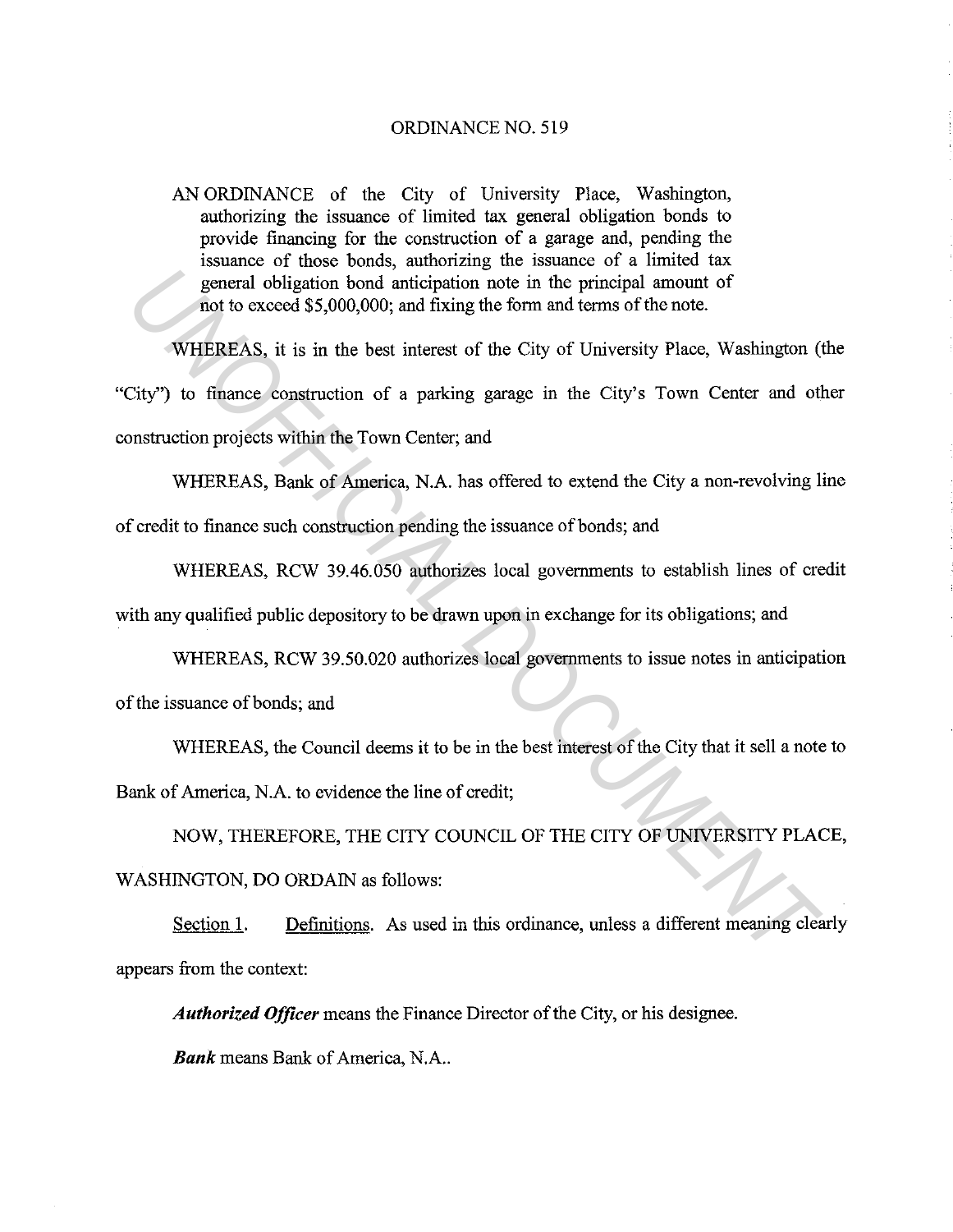# ORDINANCE NO. 519

AN ORDINANCE of the City of University Place, Washington, authorizing the issuance of limited tax general obligation bonds to provide financing for the construction of a garage and, pending the issuance of those bonds, authorizing the issuance of a limited tax general obligation bond anticipation note in the principal amount of not to exceed $5,000,000; and fixing the form and terms of the note.

WHEREAS, it is in the best interest of the City of University Place, Washington (the "City") to finance construction of a parking garage in the City's Town Center and other construction projects within the Town Center; and

WHEREAS, Bank of America, N.A. has offered to extend the City a non-revolving line of credit to finance such construction pending the issuance of bonds; and

WHEREAS, RCW 39.46.050 authorizes local governments to establish lines of credit with any qualified public depository to be drawn upon in exchange for its obligations; and

WHEREAS, RCW 39.50.020 authorizes local governments to issue notes in anticipation of the issuance of bonds; and

WHEREAS, the Council deems it to be in the best interest of the City that it sell a note to Bank of America, N.A. to evidence the line of credit;

NOW, THEREFORE, THE CITY COUNCIL OF THE CITY OF UNIVERSITY PLACE, WASHINGTON, DO ORDAIN as follows:

Section 1. Definitions. As used in this ordinance, unless a different meaning clearly appears from the context:

***Authorized Officer*** means the Finance Director of the City, or his designee.

***Bank*** means Bank of America, N.A..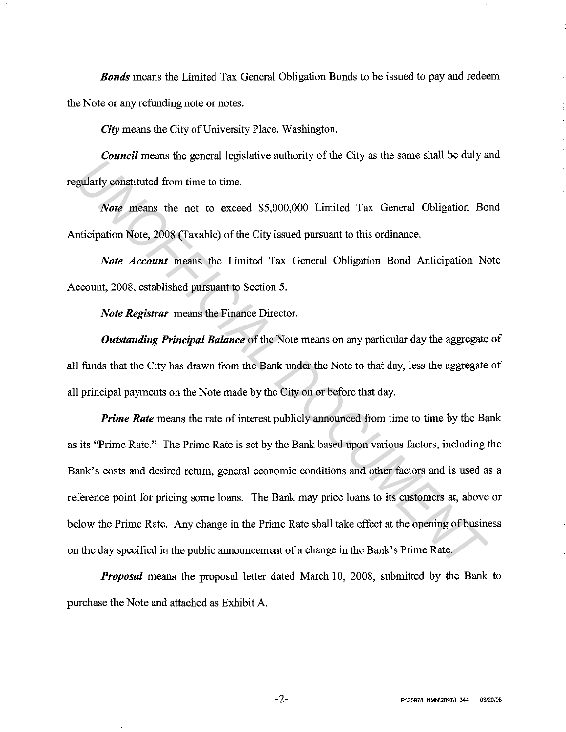***Bonds*** means the Limited Tax General Obligation Bonds to be issued to pay and redeem the Note or any refunding note or notes.

***City*** means the City of University Place, Washington.

***Council*** means the general legislative authority of the City as the same shall be duly and regularly constituted from time to time.

***Note*** means the not to exceed $5,000,000 Limited Tax General Obligation Bond Anticipation Note, 2008 (Taxable) of the City issued pursuant to this ordinance.

***Note Account*** means the Limited Tax General Obligation Bond Anticipation Note Account, 2008, established pursuant to Section 5.

***Note Registrar*** means the Finance Director.

***Outstanding Principal Balance*** of the Note means on any particular day the aggregate of all funds that the City has drawn from the Bank under the Note to that day, less the aggregate of all principal payments on the Note made by the City on or before that day.

***Prime Rate*** means the rate of interest publicly announced from time to time by the Bank as its "Prime Rate." The Prime Rate is set by the Bank based upon various factors, including the Bank's costs and desired return, general economic conditions and other factors and is used as a reference point for pricing some loans. The Bank may price loans to its customers at, above or below the Prime Rate. Any change in the Prime Rate shall take effect at the opening of business on the day specified in the public announcement of a change in the Bank's Prime Rate.

***Proposal*** means the proposal letter dated March 10, 2008, submitted by the Bank to purchase the Note and attached as Exhibit A.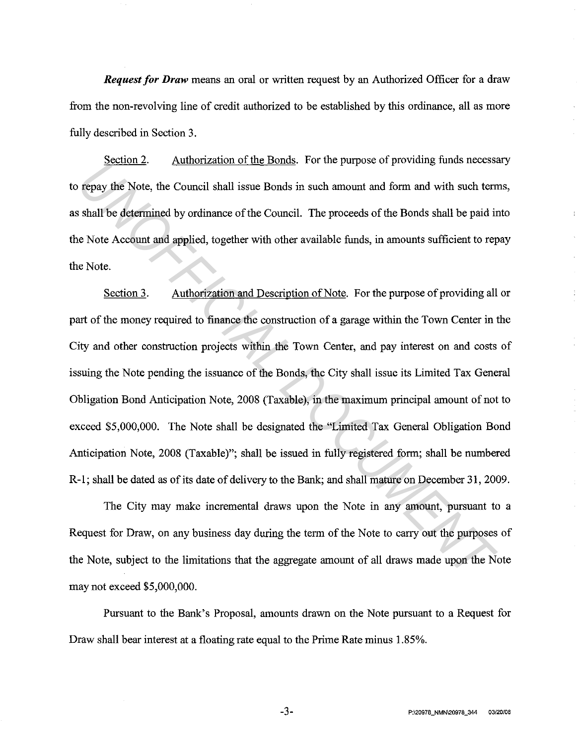***Request for Draw*** means an oral or written request by an Authorized Officer for a draw from the non-revolving line of credit authorized to be established by this ordinance, all as more fully described in Section 3.

Section 2. Authorization of the Bonds. For the purpose of providing funds necessary to repay the Note, the Council shall issue Bonds in such amount and form and with such terms, as shall be determined by ordinance of the Council. The proceeds of the Bonds shall be paid into the Note Account and applied, together with other available funds, in amounts sufficient to repay the Note.

Section 3. Authorization and Description of Note. For the purpose of providing all or part of the money required to finance the construction of a garage within the Town Center in the City and other construction projects within the Town Center, and pay interest on and costs of issuing the Note pending the issuance of the Bonds, the City shall issue its Limited Tax General Obligation Bond Anticipation Note, 2008 (Taxable), in the maximum principal amount of not to exceed $5,000,000. The Note shall be designated the "Limited Tax General Obligation Bond Anticipation Note, 2008 (Taxable)"; shall be issued in fully registered form; shall be numbered R-1; shall be dated as of its date of delivery to the Bank; and shall mature on December 31, 2009.

The City may make incremental draws upon the Note in any amount, pursuant to a Request for Draw, on any business day during the term of the Note to carry out the purposes of the Note, subject to the limitations that the aggregate amount of all draws made upon the Note may not exceed $5,000,000.

Pursuant to the Bank's Proposal, amounts drawn on the Note pursuant to a Request for Draw shall bear interest at a floating rate equal to the Prime Rate minus 1.85%.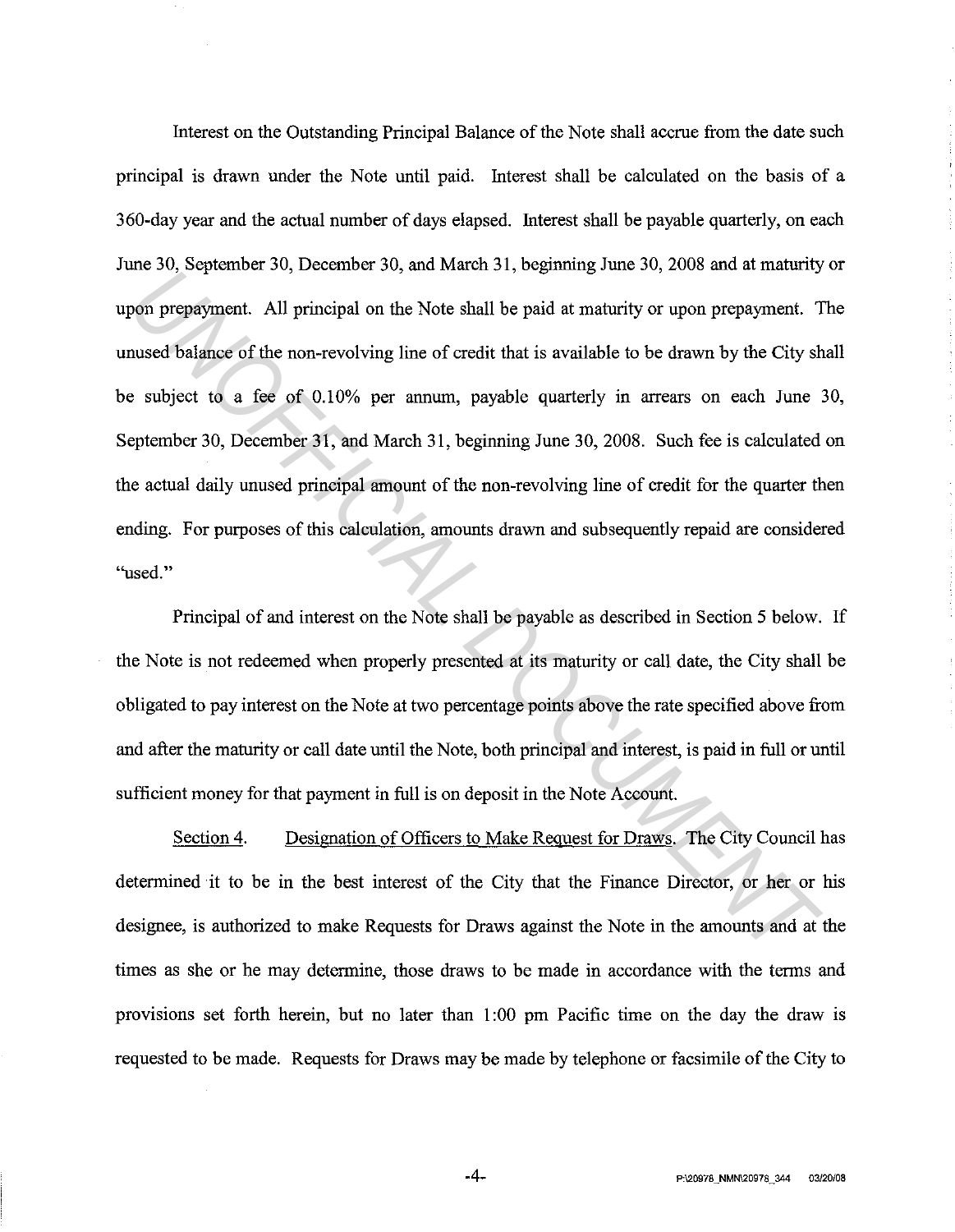Interest on the Outstanding Principal Balance of the Note shall accrue from the date such principal is drawn under the Note until paid. Interest shall be calculated on the basis of a 360-day year and the actual number of days elapsed. Interest shall be payable quarterly, on each June 30, September 30, December 30, and March 31, beginning June 30, 2008 and at maturity or upon prepayment. All principal on the Note shall be paid at maturity or upon prepayment. The unused balance of the non-revolving line of credit that is available to be drawn by the City shall be subject to a fee of 0.10% per annum, payable quarterly in arrears on each June 30, September 30, December 31, and March 31, beginning June 30, 2008. Such fee is calculated on the actual daily unused principal amount of the non-revolving line of credit for the quarter then ending. For purposes of this calculation, amounts drawn and subsequently repaid are considered "used."

Principal of and interest on the Note shall be payable as described in Section 5 below. If the Note is not redeemed when properly presented at its maturity or call date, the City shall be obligated to pay interest on the Note at two percentage points above the rate specified above from and after the maturity or call date until the Note, both principal and interest, is paid in full or until sufficient money for that payment in full is on deposit in the Note Account.

Section 4. Designation of Officers to Make Request for Draws. The City Council has determined it to be in the best interest of the City that the Finance Director, or her or his designee, is authorized to make Requests for Draws against the Note in the amounts and at the times as she or he may determine, those draws to be made in accordance with the terms and provisions set forth herein, but no later than 1:00 pm Pacific time on the day the draw is requested to be made. Requests for Draws may be made by telephone or facsimile of the City to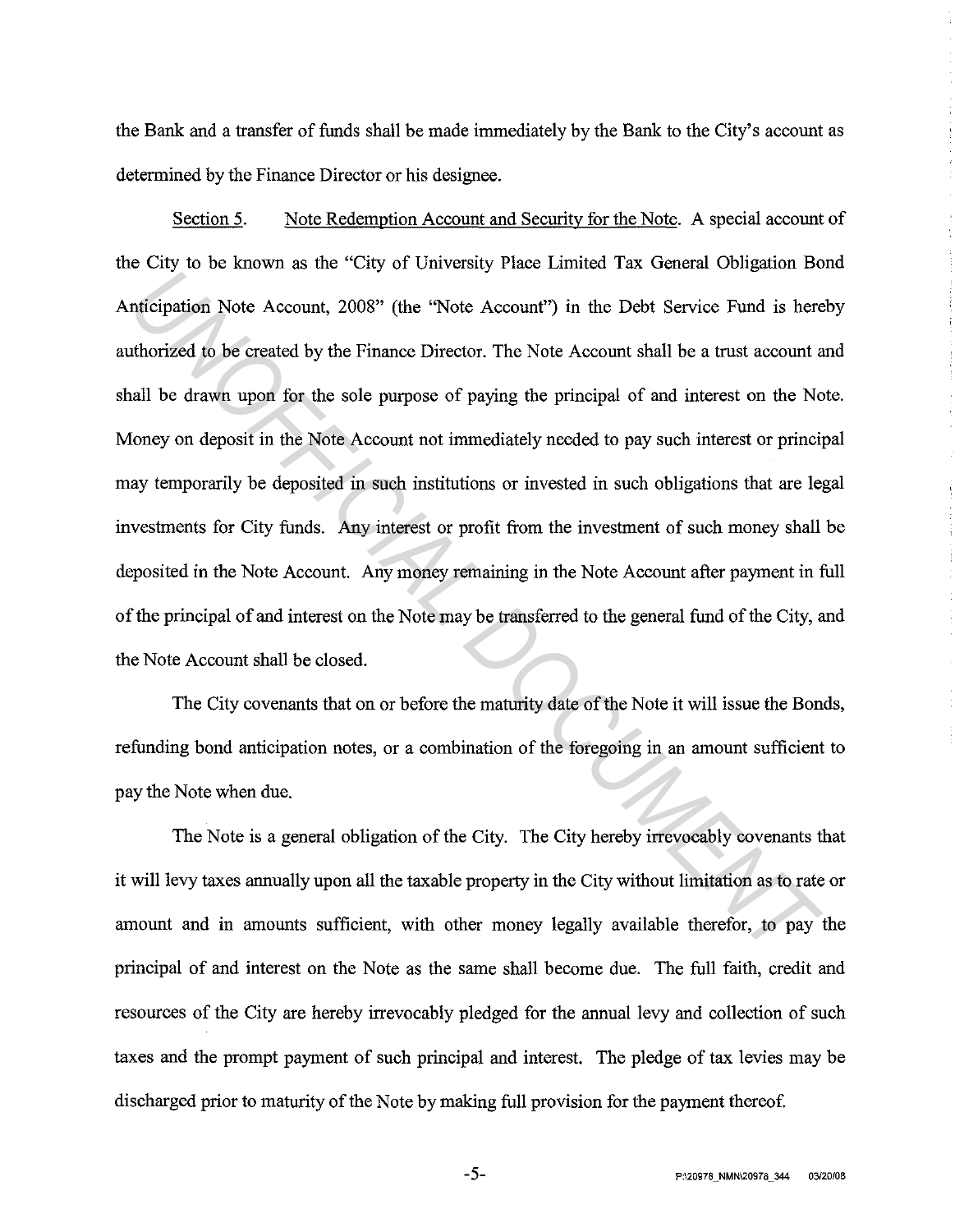the Bank and a transfer of funds shall be made immediately by the Bank to the City's account as determined by the Finance Director or his designee.

Section 5. Note Redemption Account and Security for the Note. A special account of the City to be known as the "City of University Place Limited Tax General Obligation Bond Anticipation Note Account, 2008" (the "Note Account") in the Debt Service Fund is hereby authorized to be created by the Finance Director. The Note Account shall be a trust account and shall be drawn upon for the sole purpose of paying the principal of and interest on the Note. Money on deposit in the Note Account not immediately needed to pay such interest or principal may temporarily be deposited in such institutions or invested in such obligations that are legal investments for City funds. Any interest or profit from the investment of such money shall be deposited in the Note Account. Any money remaining in the Note Account after payment in full of the principal of and interest on the Note may be transferred to the general fund of the City, and the Note Account shall be closed.

The City covenants that on or before the maturity date of the Note it will issue the Bonds, refunding bond anticipation notes, or a combination of the foregoing in an amount sufficient to pay the Note when due.

The Note is a general obligation of the City. The City hereby irrevocably covenants that it will levy taxes annually upon all the taxable property in the City without limitation as to rate or amount and in amounts sufficient, with other money legally available therefor, to pay the principal of and interest on the Note as the same shall become due. The full faith, credit and resources of the City are hereby irrevocably pledged for the annual levy and collection of such taxes and the prompt payment of such principal and interest. The pledge of tax levies may be discharged prior to maturity of the Note by making full provision for the payment thereof.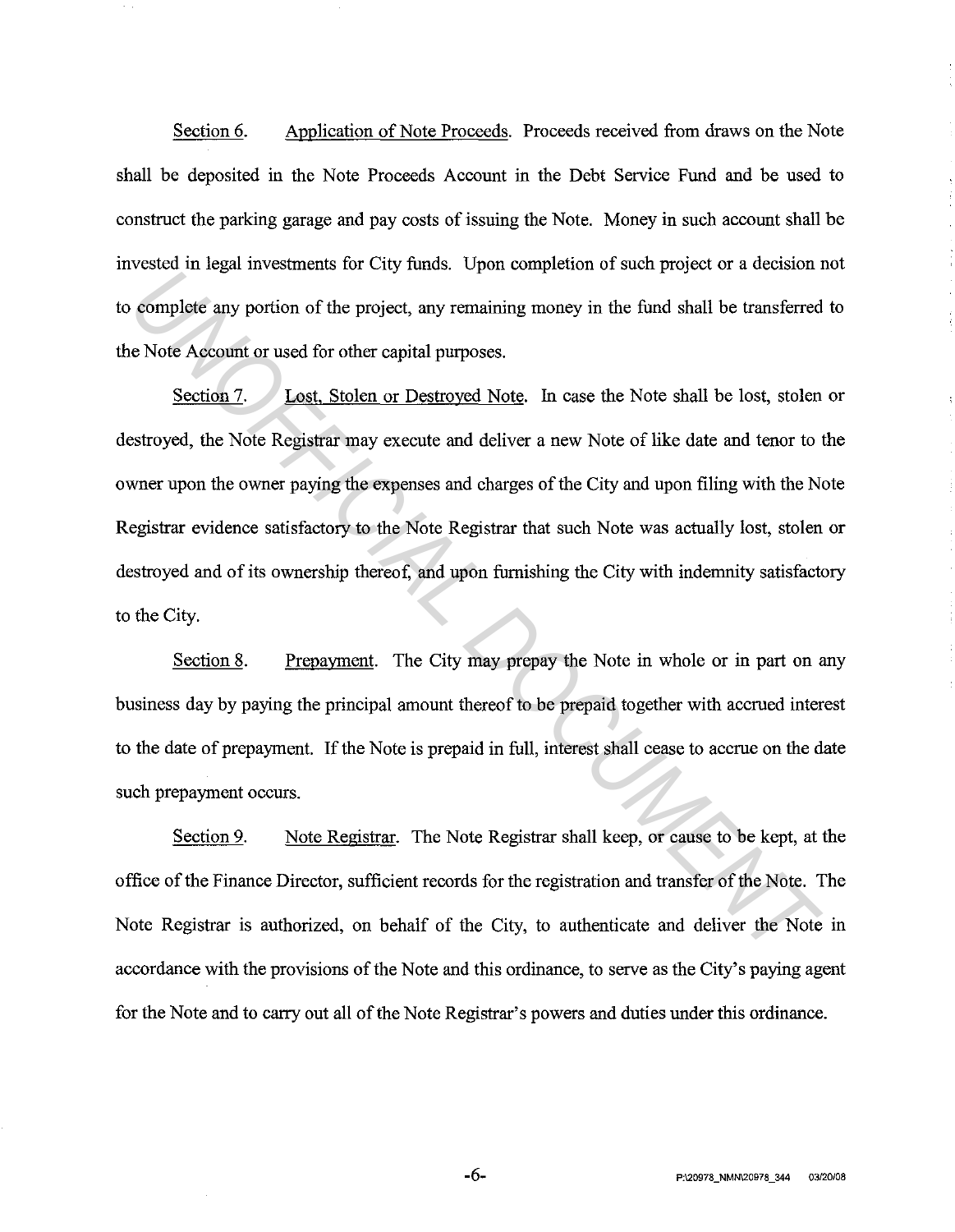Section 6. Application of Note Proceeds. Proceeds received from draws on the Note shall be deposited in the Note Proceeds Account in the Debt Service Fund and be used to construct the parking garage and pay costs of issuing the Note. Money in such account shall be invested in legal investments for City funds. Upon completion of such project or a decision not to complete any portion of the project, any remaining money in the fund shall be transferred to the Note Account or used for other capital purposes.

Section 7. Lost, Stolen or Destroyed Note. In case the Note shall be lost, stolen or destroyed, the Note Registrar may execute and deliver a new Note of like date and tenor to the owner upon the owner paying the expenses and charges of the City and upon filing with the Note Registrar evidence satisfactory to the Note Registrar that such Note was actually lost, stolen or destroyed and of its ownership thereof, and upon furnishing the City with indemnity satisfactory to the City.

Section 8. Prepayment. The City may prepay the Note in whole or in part on any business day by paying the principal amount thereof to be prepaid together with accrued interest to the date of prepayment. If the Note is prepaid in full, interest shall cease to accrue on the date such prepayment occurs.

Section 9. Note Registrar. The Note Registrar shall keep, or cause to be kept, at the office of the Finance Director, sufficient records for the registration and transfer of the Note. The Note Registrar is authorized, on behalf of the City, to authenticate and deliver the Note in accordance with the provisions of the Note and this ordinance, to serve as the City's paying agent for the Note and to carry out all of the Note Registrar's powers and duties under this ordinance.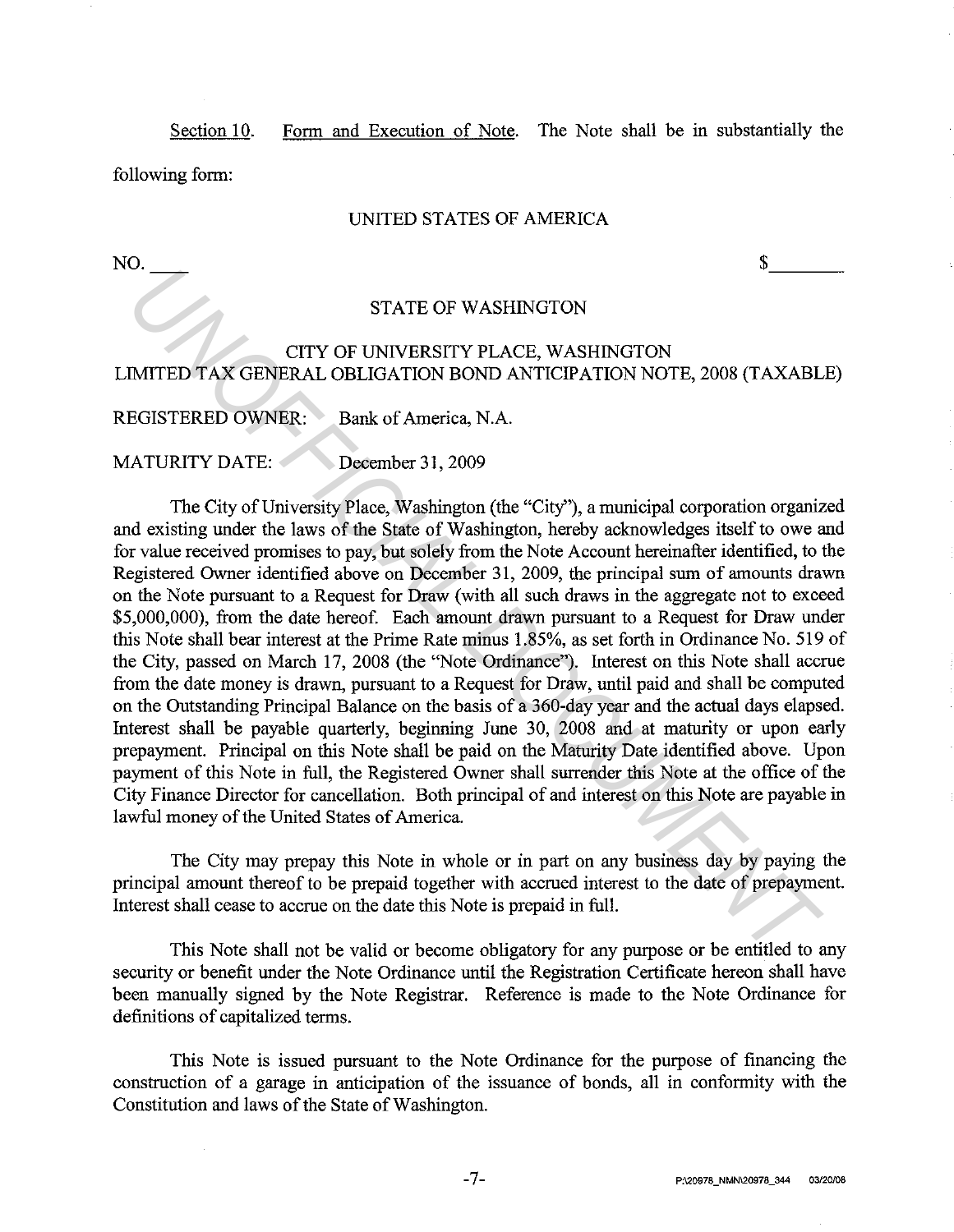Section 10. Form and Execution of Note. The Note shall be in substantially the following form:

UNITED STATES OF AMERICA

NO. ____ $________

STATE OF WASHINGTON

CITY OF UNIVERSITY PLACE, WASHINGTON
LIMITED TAX GENERAL OBLIGATION BOND ANTICIPATION NOTE, 2008 (TAXABLE)

REGISTERED OWNER: Bank of America, N.A.

MATURITY DATE: December 31, 2009

The City of University Place, Washington (the "City"), a municipal corporation organized and existing under the laws of the State of Washington, hereby acknowledges itself to owe and for value received promises to pay, but solely from the Note Account hereinafter identified, to the Registered Owner identified above on December 31, 2009, the principal sum of amounts drawn on the Note pursuant to a Request for Draw (with all such draws in the aggregate not to exceed $5,000,000), from the date hereof. Each amount drawn pursuant to a Request for Draw under this Note shall bear interest at the Prime Rate minus 1.85%, as set forth in Ordinance No. 519 of the City, passed on March 17, 2008 (the "Note Ordinance"). Interest on this Note shall accrue from the date money is drawn, pursuant to a Request for Draw, until paid and shall be computed on the Outstanding Principal Balance on the basis of a 360-day year and the actual days elapsed. Interest shall be payable quarterly, beginning June 30, 2008 and at maturity or upon early prepayment. Principal on this Note shall be paid on the Maturity Date identified above. Upon payment of this Note in full, the Registered Owner shall surrender this Note at the office of the City Finance Director for cancellation. Both principal of and interest on this Note are payable in lawful money of the United States of America.

The City may prepay this Note in whole or in part on any business day by paying the principal amount thereof to be prepaid together with accrued interest to the date of prepayment. Interest shall cease to accrue on the date this Note is prepaid in full.

This Note shall not be valid or become obligatory for any purpose or be entitled to any security or benefit under the Note Ordinance until the Registration Certificate hereon shall have been manually signed by the Note Registrar. Reference is made to the Note Ordinance for definitions of capitalized terms.

This Note is issued pursuant to the Note Ordinance for the purpose of financing the construction of a garage in anticipation of the issuance of bonds, all in conformity with the Constitution and laws of the State of Washington.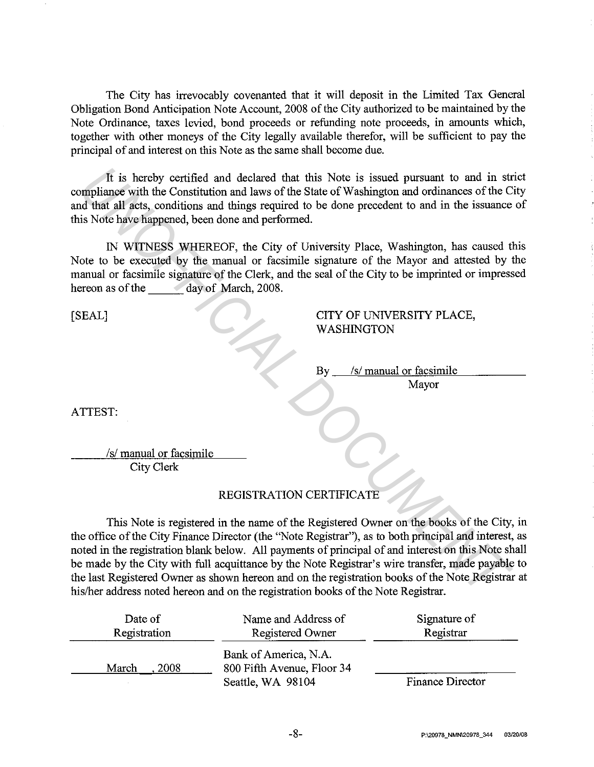The City has irrevocably covenanted that it will deposit in the Limited Tax General Obligation Bond Anticipation Note Account, 2008 of the City authorized to be maintained by the Note Ordinance, taxes levied, bond proceeds or refunding note proceeds, in amounts which, together with other moneys of the City legally available therefor, will be sufficient to pay the principal of and interest on this Note as the same shall become due.

It is hereby certified and declared that this Note is issued pursuant to and in strict compliance with the Constitution and laws of the State of Washington and ordinances of the City and that all acts, conditions and things required to be done precedent to and in the issuance of this Note have happened, been done and performed.

IN WITNESS WHEREOF, the City of University Place, Washington, has caused this Note to be executed by the manual or facsimile signature of the Mayor and attested by the manual or facsimile signature of the Clerk, and the seal of the City to be imprinted or impressed hereon as of the ______ day of March, 2008.

[SEAL]

CITY OF UNIVERSITY PLACE, WASHINGTON

By /s/ manual or facsimile
Mayor

ATTEST:

/s/ manual or facsimile
City Clerk

## REGISTRATION CERTIFICATE

This Note is registered in the name of the Registered Owner on the books of the City, in the office of the City Finance Director (the "Note Registrar"), as to both principal and interest, as noted in the registration blank below. All payments of principal of and interest on this Note shall be made by the City with full acquittance by the Note Registrar's wire transfer, made payable to the last Registered Owner as shown hereon and on the registration books of the Note Registrar at his/her address noted hereon and on the registration books of the Note Registrar.

| Date of Registration | Name and Address of Registered Owner | Signature of Registrar |
|---|---|---|
| March __, 2008 | Bank of America, N.A.<br>800 Fifth Avenue, Floor 34<br>Seattle, WA 98104 | ______________<br>Finance Director |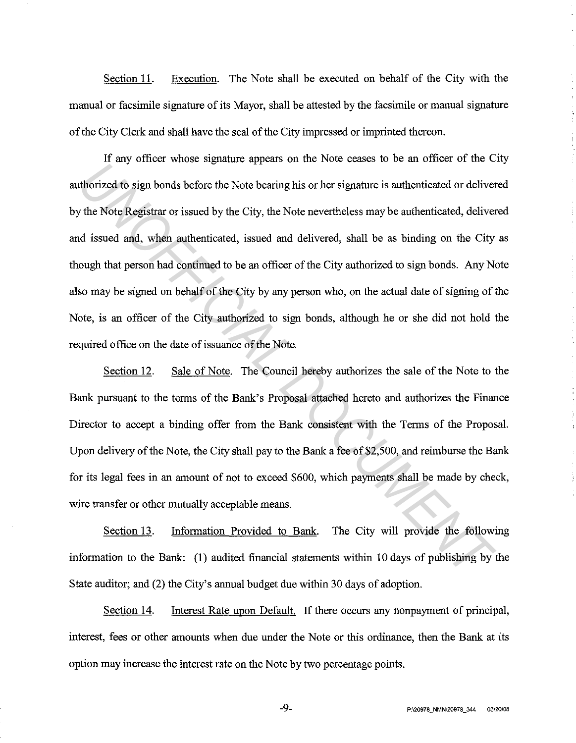Section 11. Execution. The Note shall be executed on behalf of the City with the manual or facsimile signature of its Mayor, shall be attested by the facsimile or manual signature of the City Clerk and shall have the seal of the City impressed or imprinted thereon.

If any officer whose signature appears on the Note ceases to be an officer of the City authorized to sign bonds before the Note bearing his or her signature is authenticated or delivered by the Note Registrar or issued by the City, the Note nevertheless may be authenticated, delivered and issued and, when authenticated, issued and delivered, shall be as binding on the City as though that person had continued to be an officer of the City authorized to sign bonds. Any Note also may be signed on behalf of the City by any person who, on the actual date of signing of the Note, is an officer of the City authorized to sign bonds, although he or she did not hold the required office on the date of issuance of the Note.

Section 12. Sale of Note. The Council hereby authorizes the sale of the Note to the Bank pursuant to the terms of the Bank's Proposal attached hereto and authorizes the Finance Director to accept a binding offer from the Bank consistent with the Terms of the Proposal. Upon delivery of the Note, the City shall pay to the Bank a fee of $2,500, and reimburse the Bank for its legal fees in an amount of not to exceed $600, which payments shall be made by check, wire transfer or other mutually acceptable means.

Section 13. Information Provided to Bank. The City will provide the following information to the Bank: (1) audited financial statements within 10 days of publishing by the State auditor; and (2) the City's annual budget due within 30 days of adoption.

Section 14. Interest Rate upon Default. If there occurs any nonpayment of principal, interest, fees or other amounts when due under the Note or this ordinance, then the Bank at its option may increase the interest rate on the Note by two percentage points.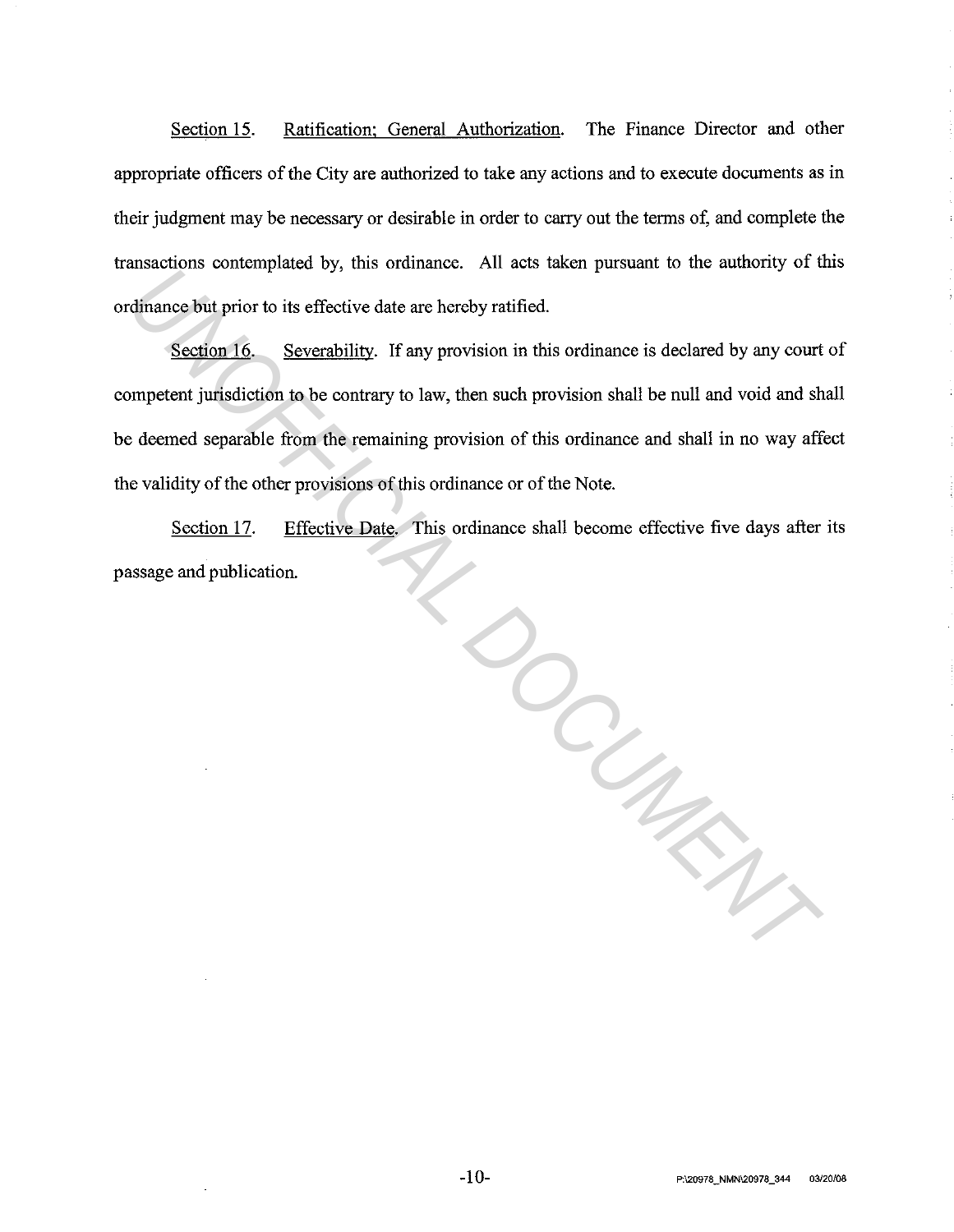Section 15. Ratification; General Authorization. The Finance Director and other appropriate officers of the City are authorized to take any actions and to execute documents as in their judgment may be necessary or desirable in order to carry out the terms of, and complete the transactions contemplated by, this ordinance. All acts taken pursuant to the authority of this ordinance but prior to its effective date are hereby ratified.

Section 16. Severability. If any provision in this ordinance is declared by any court of competent jurisdiction to be contrary to law, then such provision shall be null and void and shall be deemed separable from the remaining provision of this ordinance and shall in no way affect the validity of the other provisions of this ordinance or of the Note.

Section 17. Effective Date. This ordinance shall become effective five days after its passage and publication.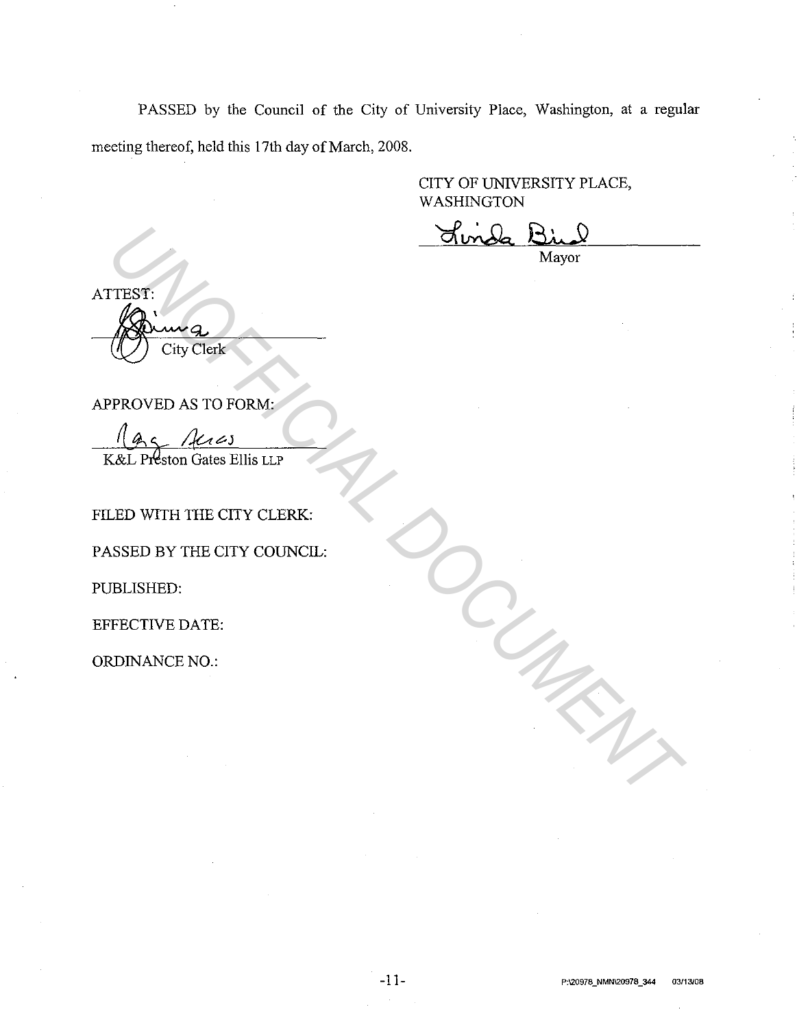PASSED by the Council of the City of University Place, Washington, at a regular meeting thereof, held this 17th day of March, 2008.

CITY OF UNIVERSITY PLACE, WASHINGTON

Linda Bird
Mayor

ATTEST:

City Clerk

APPROVED AS TO FORM:

K&L Preston Gates Ellis LLP

FILED WITH THE CITY CLERK:

PASSED BY THE CITY COUNCIL:

PUBLISHED:

EFFECTIVE DATE:

ORDINANCE NO.:

P:\20978_NMN\20978_344 03/13/08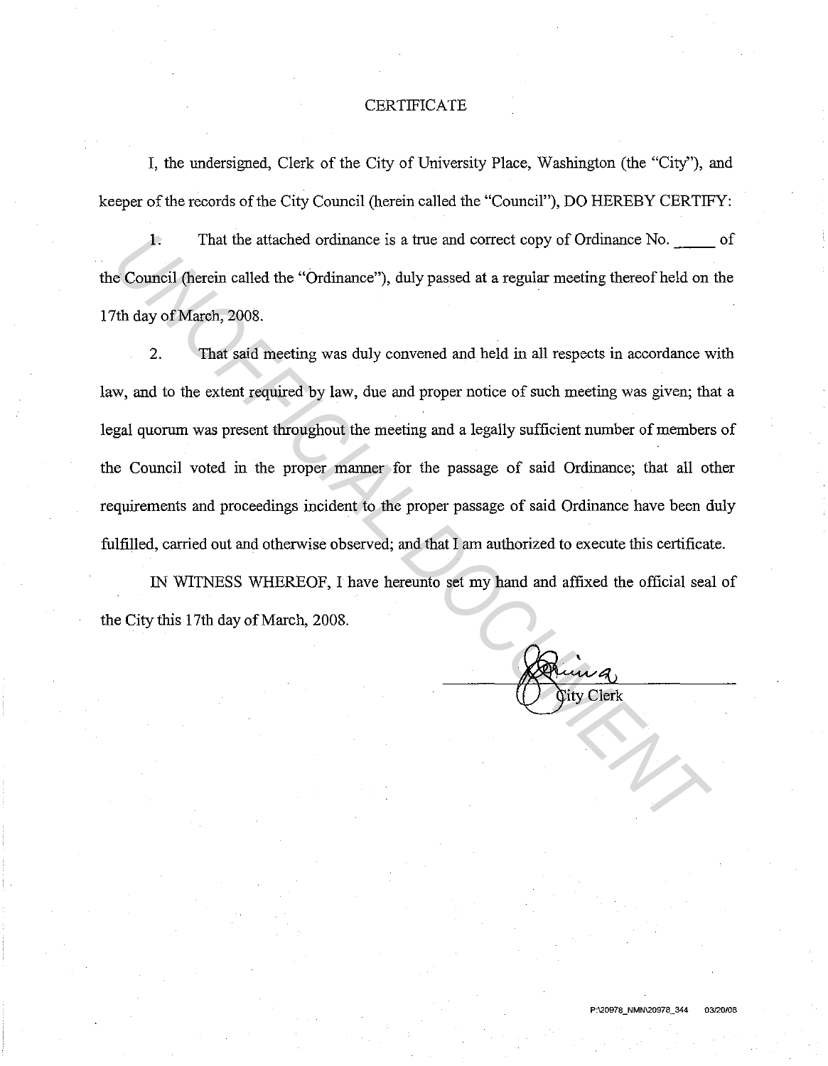# CERTIFICATE

I, the undersigned, Clerk of the City of University Place, Washington (the "City"), and keeper of the records of the City Council (herein called the "Council"), DO HEREBY CERTIFY:

1. That the attached ordinance is a true and correct copy of Ordinance No. _____ of the Council (herein called the "Ordinance"), duly passed at a regular meeting thereof held on the 17th day of March, 2008.

2. That said meeting was duly convened and held in all respects in accordance with law, and to the extent required by law, due and proper notice of such meeting was given; that a legal quorum was present throughout the meeting and a legally sufficient number of members of the Council voted in the proper manner for the passage of said Ordinance; that all other requirements and proceedings incident to the proper passage of said Ordinance have been duly fulfilled, carried out and otherwise observed; and that I am authorized to execute this certificate.

IN WITNESS WHEREOF, I have hereunto set my hand and affixed the official seal of the City this 17th day of March, 2008.

City Clerk

P:\20978_NMN\20978_344 03/20/08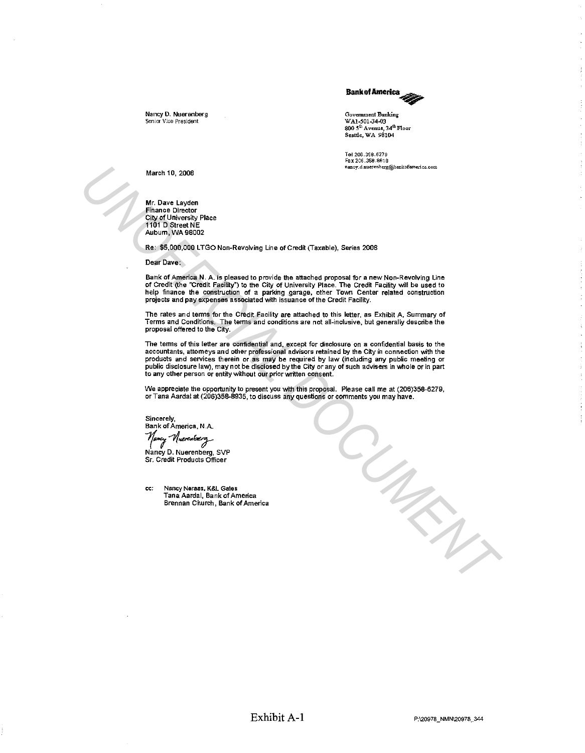**Bank of America**

Nancy D. Nuerenberg
Senior Vice President

Government Banking
WA1-501-34-03
800 5th Avenue, 34th Floor
Seattle, WA 98104

Tel 206.358.6279
Fax 206.358.8818
nancy.d.nuerenberg@bankofamerica.com

March 10, 2008

Mr. Dave Layden
Finance Director
City of University Place
1101 D Street NE
Auburn, WA 98002

Re: $5,000,000 LTGO Non-Revolving Line of Credit (Taxable), Series 2008

Dear Dave:

Bank of America N. A. is pleased to provide the attached proposal for a new Non-Revolving Line of Credit (the "Credit Facility") to the City of University Place. The Credit Facility will be used to help finance the construction of a parking garage, other Town Center related construction projects and pay expenses associated with issuance of the Credit Facility.

The rates and terms for the Credit Facility are attached to this letter, as Exhibit A, Summary of Terms and Conditions. The terms and conditions are not all-inclusive, but generally describe the proposal offered to the City.

The terms of this letter are confidential and, except for disclosure on a confidential basis to the accountants, attorneys and other professional advisors retained by the City in connection with the products and services therein or as may be required by law (including any public meeting or public disclosure law), may not be disclosed by the City or any of such advisers in whole or in part to any other person or entity without our prior written consent.

We appreciate the opportunity to present you with this proposal. Please call me at (206)358-6279, or Tana Aardal at (206)358-8935, to discuss any questions or comments you may have.

Sincerely,
Bank of America, N.A.

Nancy D. Nuerenberg, SVP
Sr. Credit Products Officer

cc: Nancy Neraas, K&L Gates
Tana Aardal, Bank of America
Brennan Church, Bank of America

Exhibit A-1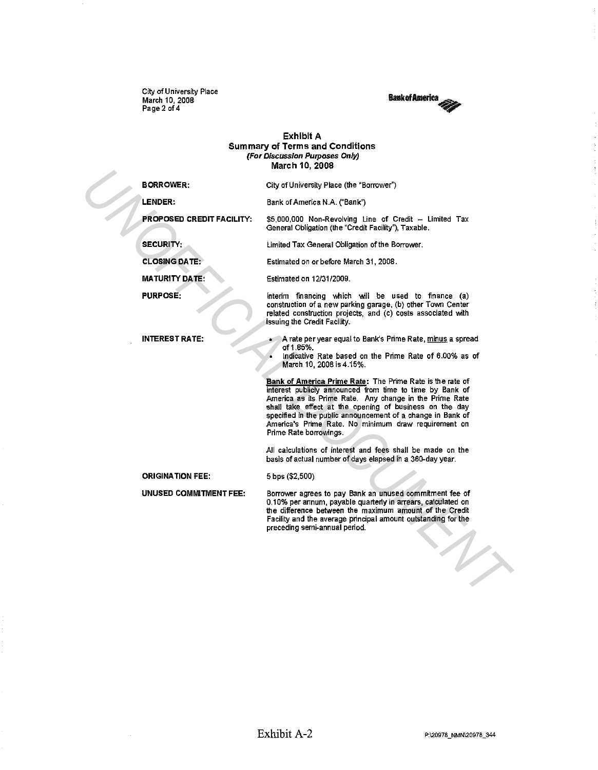## Exhibit A
### Summary of Terms and Conditions
***(For Discussion Purposes Only)***
**March 10, 2008**

| | |
|---|---|
| **BORROWER:** | City of University Place (the "Borrower") |
| **LENDER:** | Bank of America N.A. ("Bank") |
| **PROPOSED CREDIT FACILITY:** | $5,000,000 Non-Revolving Line of Credit – Limited Tax General Obligation (the "Credit Facility"), Taxable. |
| **SECURITY:** | Limited Tax General Obligation of the Borrower. |
| **CLOSING DATE:** | Estimated on or before March 31, 2008. |
| **MATURITY DATE:** | Estimated on 12/31/2009. |
| **PURPOSE:** | Interim financing which will be used to finance (a) construction of a new parking garage, (b) other Town Center related construction projects, and (c) costs associated with issuing the Credit Facility. |
| **INTEREST RATE:** | • A rate per year equal to Bank's Prime Rate, minus a spread of 1.85%.<br>• Indicative Rate based on the Prime Rate of 6.00% as of March 10, 2008 is 4.15%.<br><br>**Bank of America Prime Rate:** The Prime Rate is the rate of interest publicly announced from time to time by Bank of America as its Prime Rate. Any change in the Prime Rate shall take effect at the opening of business on the day specified in the public announcement of a change in Bank of America's Prime Rate. No minimum draw requirement on Prime Rate borrowings.<br><br>All calculations of interest and fees shall be made on the basis of actual number of days elapsed in a 360-day year. |
| **ORIGINATION FEE:** | 5 bps ($2,500) |
| **UNUSED COMMITMENT FEE:** | Borrower agrees to pay Bank an unused commitment fee of 0.10% per annum, payable quarterly in arrears, calculated on the difference between the maximum amount of the Credit Facility and the average principal amount outstanding for the preceding semi-annual period. |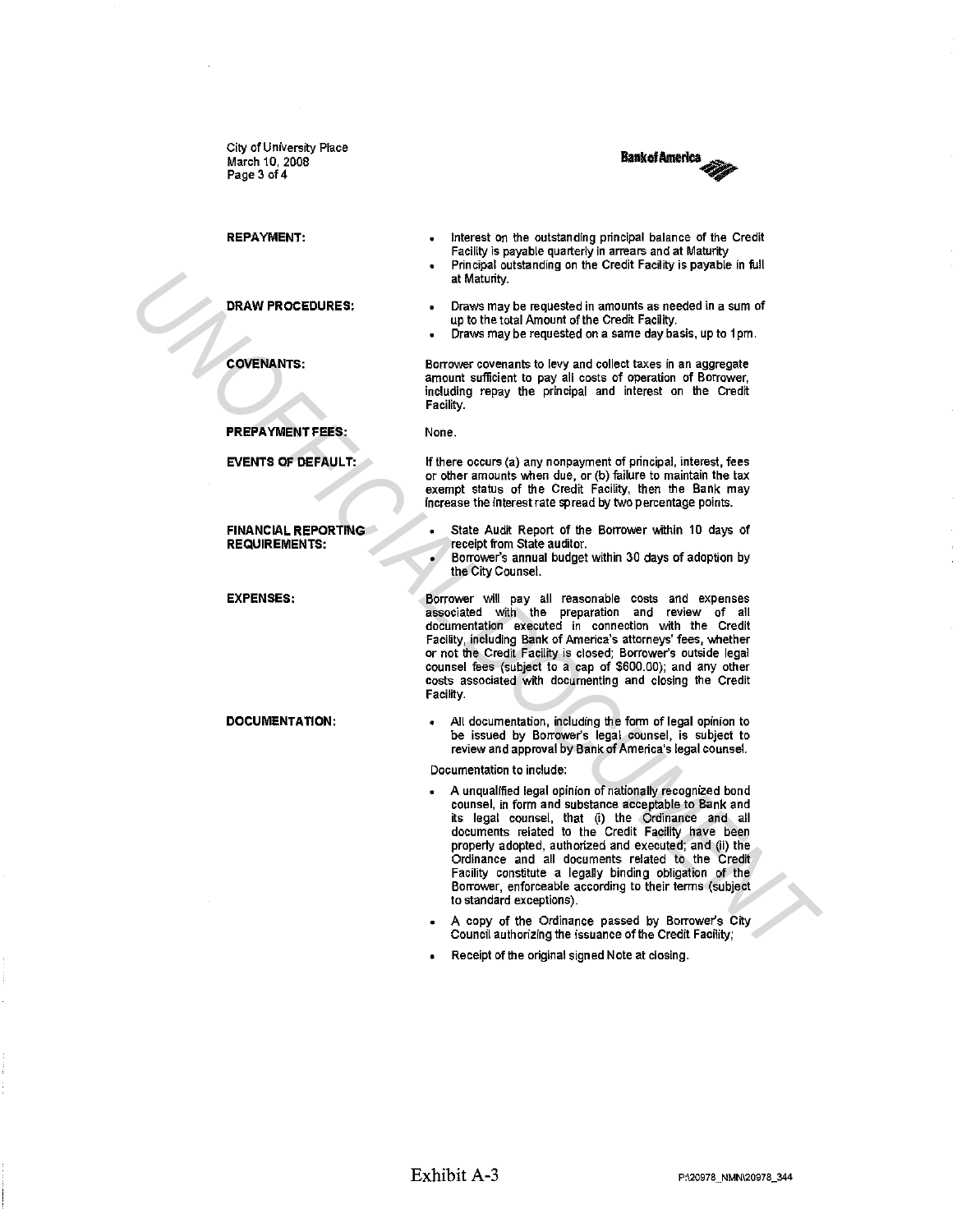City of University Place
March 10, 2008

| | |
|---|---|
| **REPAYMENT:** | • Interest on the outstanding principal balance of the Credit Facility is payable quarterly in arrears and at Maturity<br>• Principal outstanding on the Credit Facility is payable in full at Maturity. |
| **DRAW PROCEDURES:** | • Draws may be requested in amounts as needed in a sum of up to the total Amount of the Credit Facility.<br>• Draws may be requested on a same day basis, up to 1pm. |
| **COVENANTS:** | Borrower covenants to levy and collect taxes in an aggregate amount sufficient to pay all costs of operation of Borrower, including repay the principal and interest on the Credit Facility. |
| **PREPAYMENT FEES:** | None. |
| **EVENTS OF DEFAULT:** | If there occurs (a) any nonpayment of principal, interest, fees or other amounts when due, or (b) failure to maintain the tax exempt status of the Credit Facility, then the Bank may increase the interest rate spread by two percentage points. |
| **FINANCIAL REPORTING REQUIREMENTS:** | • State Audit Report of the Borrower within 10 days of receipt from State auditor.<br>• Borrower's annual budget within 30 days of adoption by the City Counsel. |
| **EXPENSES:** | Borrower will pay all reasonable costs and expenses associated with the preparation and review of all documentation executed in connection with the Credit Facility, including Bank of America's attorneys' fees, whether or not the Credit Facility is closed; Borrower's outside legal counsel fees (subject to a cap of $600.00); and any other costs associated with documenting and closing the Credit Facility. |
| **DOCUMENTATION:** | • All documentation, including the form of legal opinion to be issued by Borrower's legal counsel, is subject to review and approval by Bank of America's legal counsel.<br>Documentation to include:<br>• A unqualified legal opinion of nationally recognized bond counsel, in form and substance acceptable to Bank and its legal counsel, that (i) the Ordinance and all documents related to the Credit Facility have been properly adopted, authorized and executed; and (ii) the Ordinance and all documents related to the Credit Facility constitute a legally binding obligation of the Borrower, enforceable according to their terms (subject to standard exceptions).<br>• A copy of the Ordinance passed by Borrower's City Council authorizing the issuance of the Credit Facility;<br>• Receipt of the original signed Note at closing. |

Exhibit A-3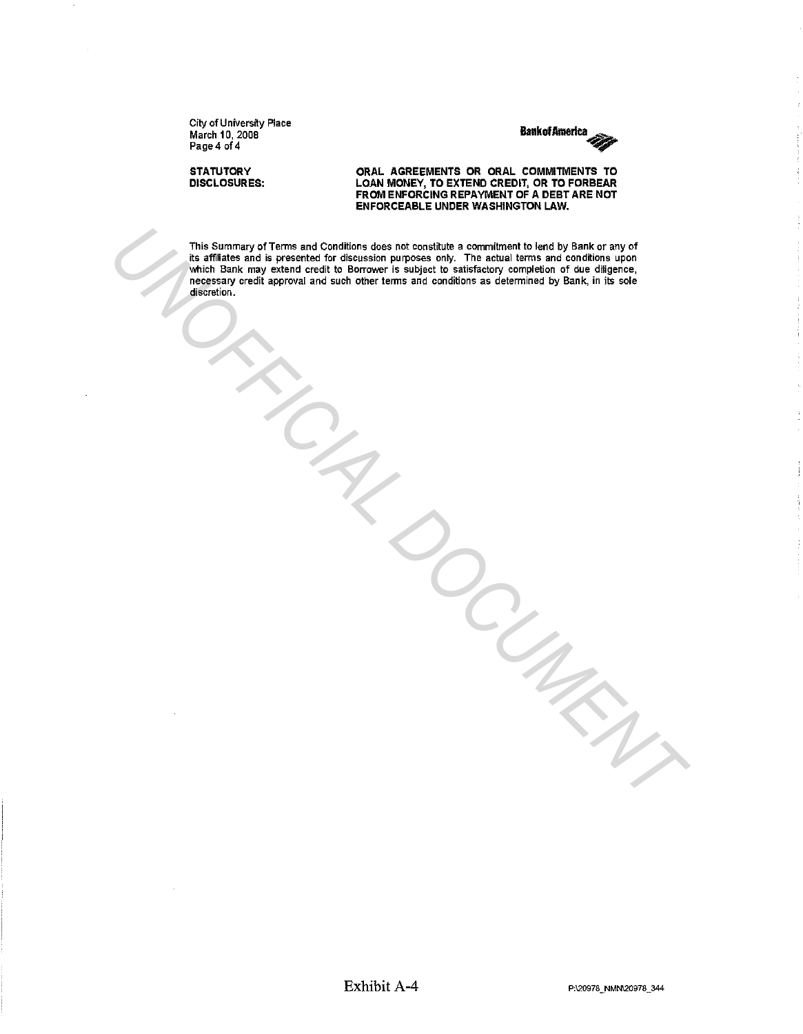**STATUTORY DISCLOSURES:**

**ORAL AGREEMENTS OR ORAL COMMITMENTS TO LOAN MONEY, TO EXTEND CREDIT, OR TO FORBEAR FROM ENFORCING REPAYMENT OF A DEBT ARE NOT ENFORCEABLE UNDER WASHINGTON LAW.**

This Summary of Terms and Conditions does not constitute a commitment to lend by Bank or any of its affiliates and is presented for discussion purposes only. The actual terms and conditions upon which Bank may extend credit to Borrower is subject to satisfactory completion of due diligence, necessary credit approval and such other terms and conditions as determined by Bank, in its sole discretion.

Exhibit A-4

P:\20978_NMN\20978_344